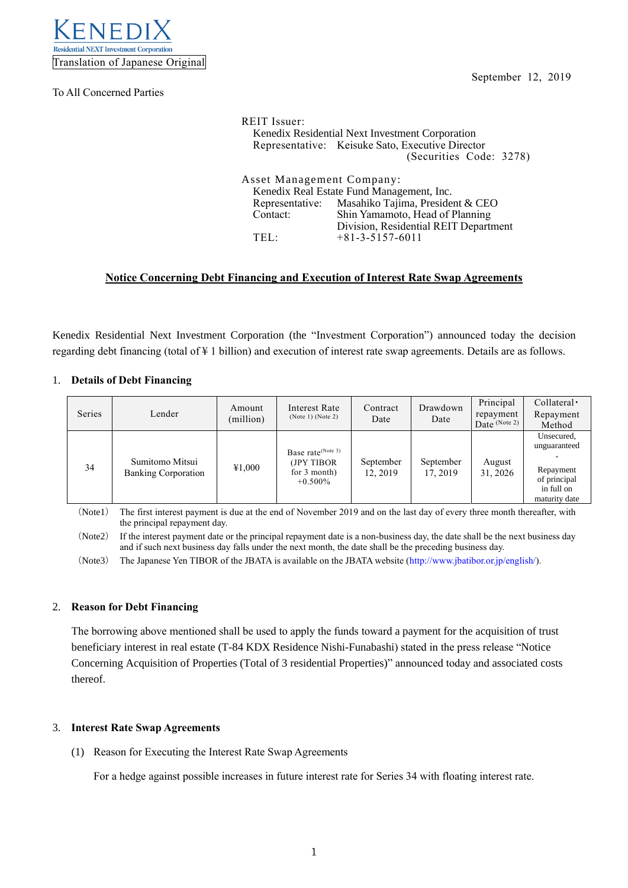KENEDIX
Residential NEXT Investment Corporation

Translation of Japanese Original

September 12, 2019

To All Concerned Parties

REIT Issuer:
Kenedix Residential Next Investment Corporation
Representative: Keisuke Sato, Executive Director
(Securities Code: 3278)

Asset Management Company:
Kenedix Real Estate Fund Management, Inc.
Representative: Masahiko Tajima, President & CEO
Contact: Shin Yamamoto, Head of Planning Division, Residential REIT Department
TEL: +81-3-5157-6011

## Notice Concerning Debt Financing and Execution of Interest Rate Swap Agreements

Kenedix Residential Next Investment Corporation (the "Investment Corporation") announced today the decision regarding debt financing (total of ¥ 1 billion) and execution of interest rate swap agreements. Details are as follows.

### 1. Details of Debt Financing

| Series | Lender | Amount (million) | Interest Rate (Note 1) (Note 2) | Contract Date | Drawdown Date | Principal repayment Date (Note 2) | Collateral・Repayment Method |
|---|---|---|---|---|---|---|---|
| 34 | Sumitomo Mitsui Banking Corporation | ¥1,000 | Base rate(Note 3) (JPY TIBOR for 3 month) +0.500% | September 12, 2019 | September 17, 2019 | August 31, 2026 | Unsecured, unguaranteed・Repayment of principal in full on maturity date |

(Note1) The first interest payment is due at the end of November 2019 and on the last day of every three month thereafter, with the principal repayment day.

(Note2) If the interest payment date or the principal repayment date is a non-business day, the date shall be the next business day and if such next business day falls under the next month, the date shall be the preceding business day.

(Note3) The Japanese Yen TIBOR of the JBATA is available on the JBATA website (http://www.jbatibor.or.jp/english/).

### 2. Reason for Debt Financing

The borrowing above mentioned shall be used to apply the funds toward a payment for the acquisition of trust beneficiary interest in real estate (T-84 KDX Residence Nishi-Funabashi) stated in the press release "Notice Concerning Acquisition of Properties (Total of 3 residential Properties)" announced today and associated costs thereof.

### 3. Interest Rate Swap Agreements

(1) Reason for Executing the Interest Rate Swap Agreements

For a hedge against possible increases in future interest rate for Series 34 with floating interest rate.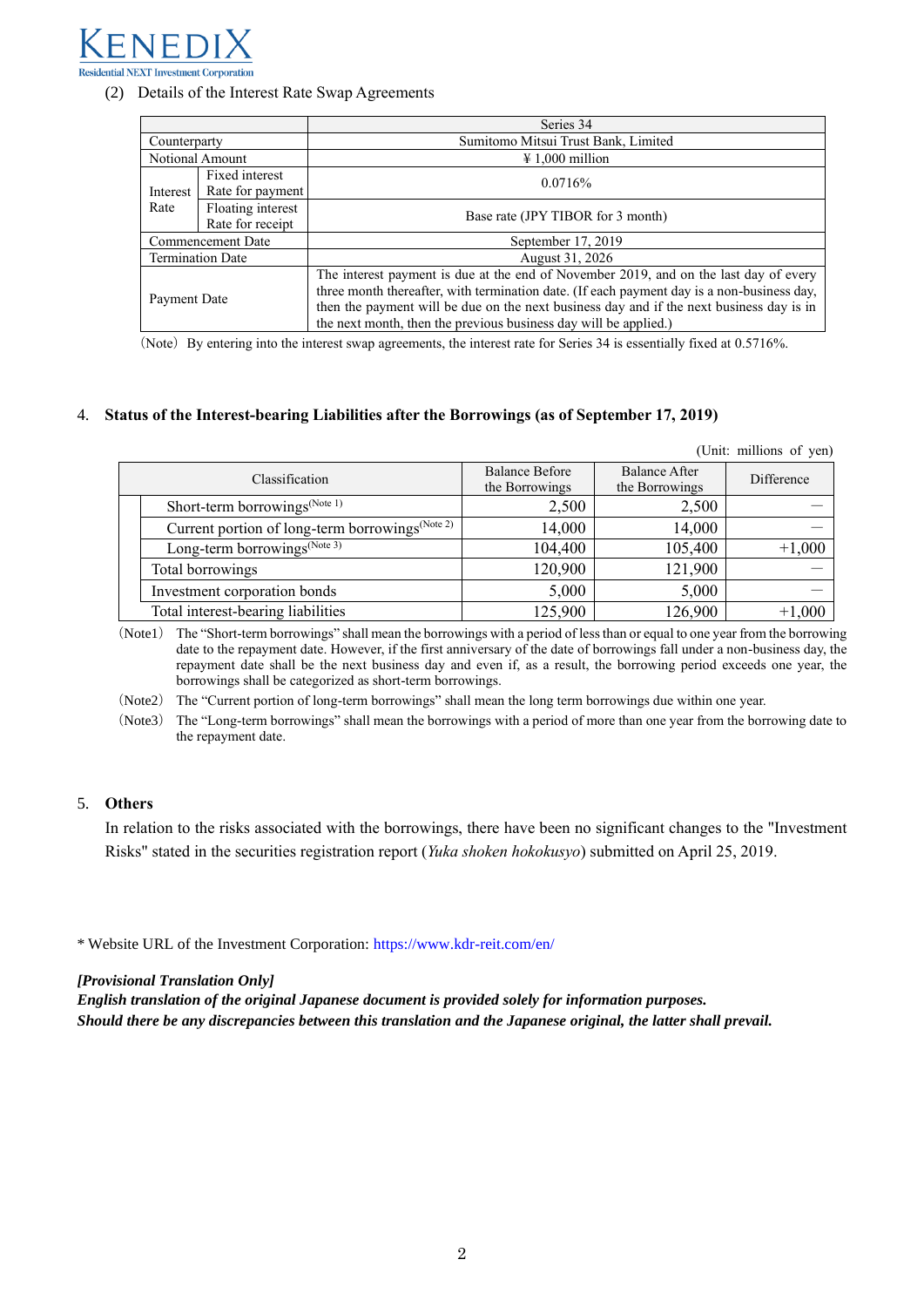(2) Details of the Interest Rate Swap Agreements

| | | Series 34 |
|---|---|---|
| Counterparty | | Sumitomo Mitsui Trust Bank, Limited |
| Notional Amount | | ¥ 1,000 million |
| Interest Rate | Fixed interest Rate for payment | 0.0716% |
| | Floating interest Rate for receipt | Base rate (JPY TIBOR for 3 month) |
| Commencement Date | | September 17, 2019 |
| Termination Date | | August 31, 2026 |
| Payment Date | | The interest payment is due at the end of November 2019, and on the last day of every three month thereafter, with termination date. (If each payment day is a non-business day, then the payment will be due on the next business day and if the next business day is in the next month, then the previous business day will be applied.) |

（Note）By entering into the interest swap agreements, the interest rate for Series 34 is essentially fixed at 0.5716%.

4. **Status of the Interest-bearing Liabilities after the Borrowings (as of September 17, 2019)**

(Unit: millions of yen)

| Classification | Balance Before the Borrowings | Balance After the Borrowings | Difference |
|---|---|---|---|
| Short-term borrowings(Note 1) | 2,500 | 2,500 | — |
| Current portion of long-term borrowings(Note 2) | 14,000 | 14,000 | — |
| Long-term borrowings(Note 3) | 104,400 | 105,400 | +1,000 |
| Total borrowings | 120,900 | 121,900 | — |
| Investment corporation bonds | 5,000 | 5,000 | — |
| Total interest-bearing liabilities | 125,900 | 126,900 | +1,000 |

（Note1） The "Short-term borrowings" shall mean the borrowings with a period of less than or equal to one year from the borrowing date to the repayment date. However, if the first anniversary of the date of borrowings fall under a non-business day, the repayment date shall be the next business day and even if, as a result, the borrowing period exceeds one year, the borrowings shall be categorized as short-term borrowings.

（Note2） The "Current portion of long-term borrowings" shall mean the long term borrowings due within one year.

（Note3） The "Long-term borrowings" shall mean the borrowings with a period of more than one year from the borrowing date to the repayment date.

5. **Others**

In relation to the risks associated with the borrowings, there have been no significant changes to the "Investment Risks" stated in the securities registration report (*Yuka shoken hokokusyo*) submitted on April 25, 2019.

* Website URL of the Investment Corporation: https://www.kdr-reit.com/en/

***[Provisional Translation Only]***
***English translation of the original Japanese document is provided solely for information purposes.***
***Should there be any discrepancies between this translation and the Japanese original, the latter shall prevail.***